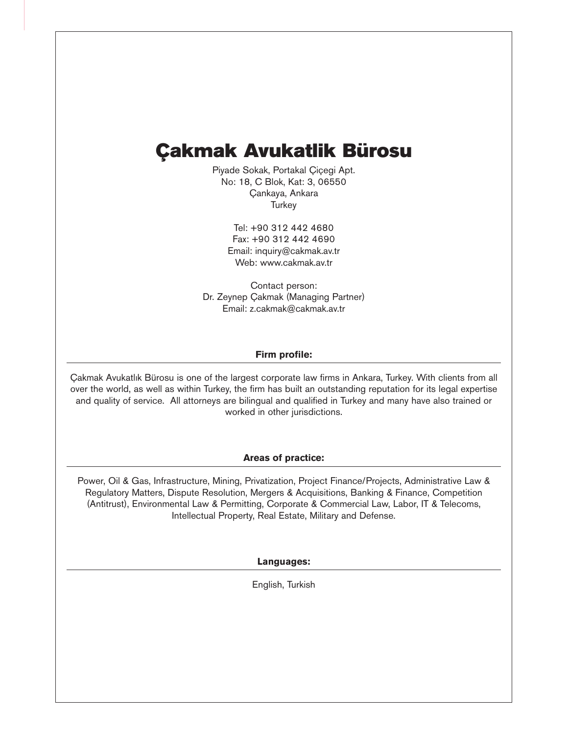# Çakmak Avukatlik Bürosu

Piyade Sokak, Portakal Çiçegi Apt.
No: 18, C Blok, Kat: 3, 06550
Çankaya, Ankara
Turkey

Tel: +90 312 442 4680
Fax: +90 312 442 4690
Email: inquiry@cakmak.av.tr
Web: www.cakmak.av.tr

Contact person:
Dr. Zeynep Çakmak (Managing Partner)
Email: z.cakmak@cakmak.av.tr

**Firm profile:**

Çakmak Avukatlık Bürosu is one of the largest corporate law firms in Ankara, Turkey. With clients from all over the world, as well as within Turkey, the firm has built an outstanding reputation for its legal expertise and quality of service. All attorneys are bilingual and qualified in Turkey and many have also trained or worked in other jurisdictions.

**Areas of practice:**

Power, Oil & Gas, Infrastructure, Mining, Privatization, Project Finance/Projects, Administrative Law & Regulatory Matters, Dispute Resolution, Mergers & Acquisitions, Banking & Finance, Competition (Antitrust), Environmental Law & Permitting, Corporate & Commercial Law, Labor, IT & Telecoms, Intellectual Property, Real Estate, Military and Defense.

**Languages:**

English, Turkish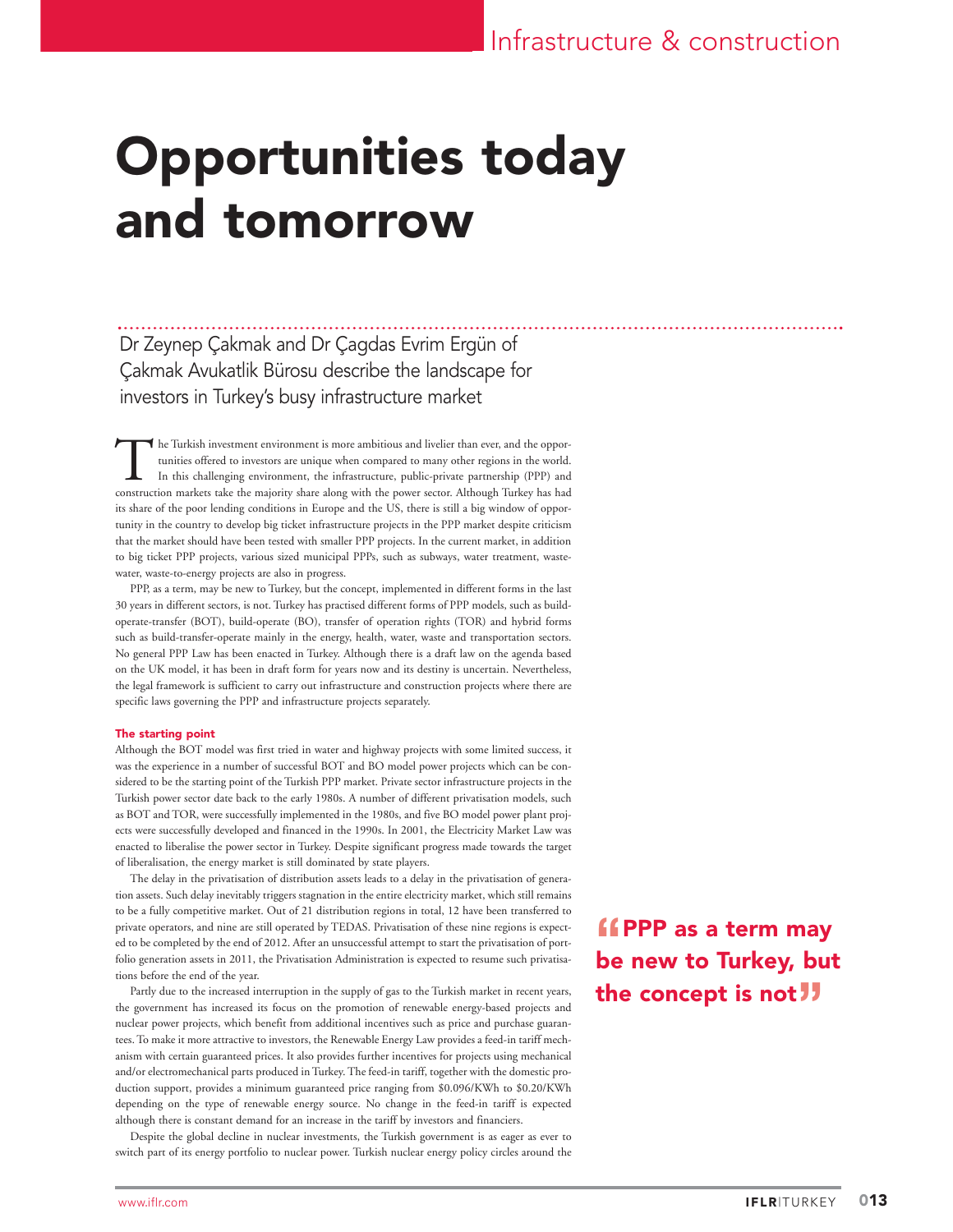# Opportunities today and tomorrow

Dr Zeynep Çakmak and Dr Çagdas Evrim Ergün of Çakmak Avukatlik Bürosu describe the landscape for investors in Turkey's busy infrastructure market

The Turkish investment environment is more ambitious and livelier than ever, and the opportunities offered to investors are unique when compared to many other regions in the world. In this challenging environment, the infrastructure, public-private partnership (PPP) and construction markets take the majority share along with the power sector. Although Turkey has had its share of the poor lending conditions in Europe and the US, there is still a big window of opportunity in the country to develop big ticket infrastructure projects in the PPP market despite criticism that the market should have been tested with smaller PPP projects. In the current market, in addition to big ticket PPP projects, various sized municipal PPPs, such as subways, water treatment, wastewater, waste-to-energy projects are also in progress.

PPP, as a term, may be new to Turkey, but the concept, implemented in different forms in the last 30 years in different sectors, is not. Turkey has practised different forms of PPP models, such as build-operate-transfer (BOT), build-operate (BO), transfer of operation rights (TOR) and hybrid forms such as build-transfer-operate mainly in the energy, health, water, waste and transportation sectors. No general PPP Law has been enacted in Turkey. Although there is a draft law on the agenda based on the UK model, it has been in draft form for years now and its destiny is uncertain. Nevertheless, the legal framework is sufficient to carry out infrastructure and construction projects where there are specific laws governing the PPP and infrastructure projects separately.

### The starting point

Although the BOT model was first tried in water and highway projects with some limited success, it was the experience in a number of successful BOT and BO model power projects which can be considered to be the starting point of the Turkish PPP market. Private sector infrastructure projects in the Turkish power sector date back to the early 1980s. A number of different privatisation models, such as BOT and TOR, were successfully implemented in the 1980s, and five BO model power plant projects were successfully developed and financed in the 1990s. In 2001, the Electricity Market Law was enacted to liberalise the power sector in Turkey. Despite significant progress made towards the target of liberalisation, the energy market is still dominated by state players.

The delay in the privatisation of distribution assets leads to a delay in the privatisation of generation assets. Such delay inevitably triggers stagnation in the entire electricity market, which still remains to be a fully competitive market. Out of 21 distribution regions in total, 12 have been transferred to private operators, and nine are still operated by TEDAS. Privatisation of these nine regions is expected to be completed by the end of 2012. After an unsuccessful attempt to start the privatisation of portfolio generation assets in 2011, the Privatisation Administration is expected to resume such privatisations before the end of the year.

> "PPP as a term may be new to Turkey, but the concept is not"

Partly due to the increased interruption in the supply of gas to the Turkish market in recent years, the government has increased its focus on the promotion of renewable energy-based projects and nuclear power projects, which benefit from additional incentives such as price and purchase guarantees. To make it more attractive to investors, the Renewable Energy Law provides a feed-in tariff mechanism with certain guaranteed prices. It also provides further incentives for projects using mechanical and/or electromechanical parts produced in Turkey. The feed-in tariff, together with the domestic production support, provides a minimum guaranteed price ranging from $0.096/KWh to $0.20/KWh depending on the type of renewable energy source. No change in the feed-in tariff is expected although there is constant demand for an increase in the tariff by investors and financiers.

Despite the global decline in nuclear investments, the Turkish government is as eager as ever to switch part of its energy portfolio to nuclear power. Turkish nuclear energy policy circles around the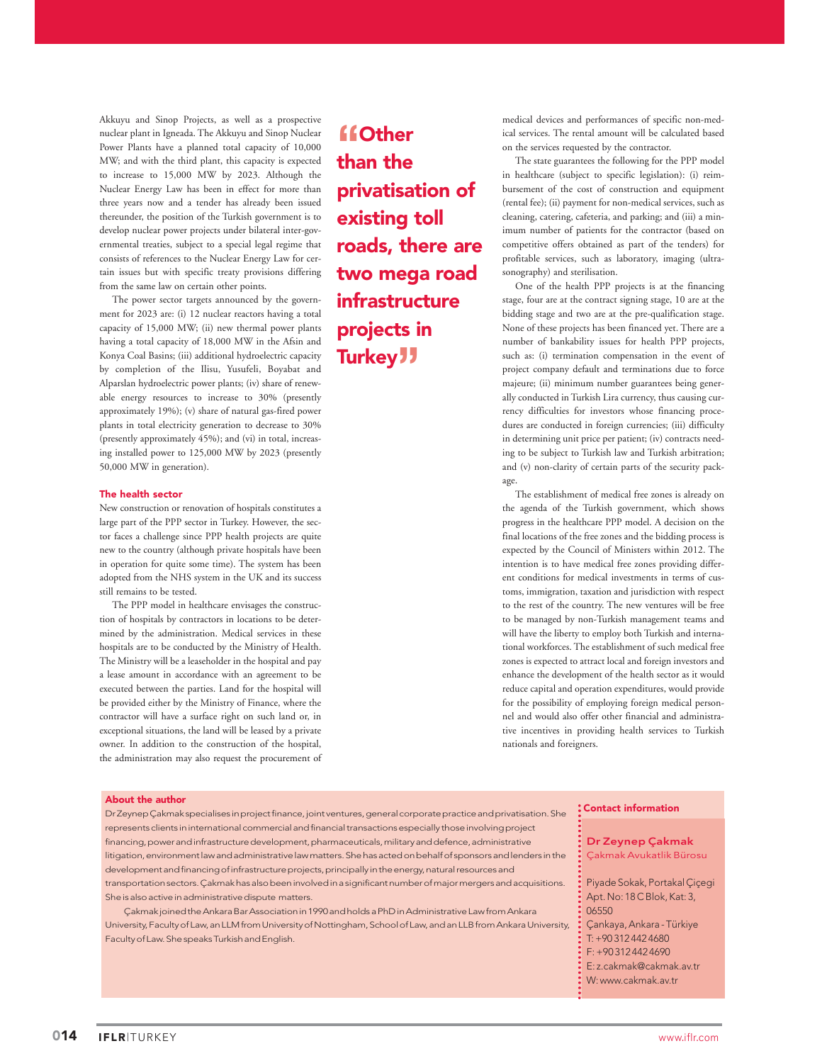Akkuyu and Sinop Projects, as well as a prospective nuclear plant in Igneada. The Akkuyu and Sinop Nuclear Power Plants have a planned total capacity of 10,000 MW; and with the third plant, this capacity is expected to increase to 15,000 MW by 2023. Although the Nuclear Energy Law has been in effect for more than three years now and a tender has already been issued thereunder, the position of the Turkish government is to develop nuclear power projects under bilateral inter-governmental treaties, subject to a special legal regime that consists of references to the Nuclear Energy Law for certain issues but with specific treaty provisions differing from the same law on certain other points.

The power sector targets announced by the government for 2023 are: (i) 12 nuclear reactors having a total capacity of 15,000 MW; (ii) new thermal power plants having a total capacity of 18,000 MW in the Afsin and Konya Coal Basins; (iii) additional hydroelectric capacity by completion of the Ilisu, Yusufeli, Boyabat and Alparslan hydroelectric power plants; (iv) share of renewable energy resources to increase to 30% (presently approximately 19%); (v) share of natural gas-fired power plants in total electricity generation to decrease to 30% (presently approximately 45%); and (vi) in total, increasing installed power to 125,000 MW by 2023 (presently 50,000 MW in generation).

> "Other than the privatisation of existing toll roads, there are two mega road infrastructure projects in Turkey"

### The health sector

New construction or renovation of hospitals constitutes a large part of the PPP sector in Turkey. However, the sector faces a challenge since PPP health projects are quite new to the country (although private hospitals have been in operation for quite some time). The system has been adopted from the NHS system in the UK and its success still remains to be tested.

The PPP model in healthcare envisages the construction of hospitals by contractors in locations to be determined by the administration. Medical services in these hospitals are to be conducted by the Ministry of Health. The Ministry will be a leaseholder in the hospital and pay a lease amount in accordance with an agreement to be executed between the parties. Land for the hospital will be provided either by the Ministry of Finance, where the contractor will have a surface right on such land or, in exceptional situations, the land will be leased by a private owner. In addition to the construction of the hospital, the administration may also request the procurement of medical devices and performances of specific non-medical services. The rental amount will be calculated based on the services requested by the contractor.

The state guarantees the following for the PPP model in healthcare (subject to specific legislation): (i) reimbursement of the cost of construction and equipment (rental fee); (ii) payment for non-medical services, such as cleaning, catering, cafeteria, and parking; and (iii) a minimum number of patients for the contractor (based on competitive offers obtained as part of the tenders) for profitable services, such as laboratory, imaging (ultrasonography) and sterilisation.

One of the health PPP projects is at the financing stage, four are at the contract signing stage, 10 are at the bidding stage and two are at the pre-qualification stage. None of these projects has been financed yet. There are a number of bankability issues for health PPP projects, such as: (i) termination compensation in the event of project company default and terminations due to force majeure; (ii) minimum number guarantees being generally conducted in Turkish Lira currency, thus causing currency difficulties for investors whose financing procedures are conducted in foreign currencies; (iii) difficulty in determining unit price per patient; (iv) contracts needing to be subject to Turkish law and Turkish arbitration; and (v) non-clarity of certain parts of the security package.

The establishment of medical free zones is already on the agenda of the Turkish government, which shows progress in the healthcare PPP model. A decision on the final locations of the free zones and the bidding process is expected by the Council of Ministers within 2012. The intention is to have medical free zones providing different conditions for medical investments in terms of customs, immigration, taxation and jurisdiction with respect to the rest of the country. The new ventures will be free to be managed by non-Turkish management teams and will have the liberty to employ both Turkish and international workforces. The establishment of such medical free zones is expected to attract local and foreign investors and enhance the development of the health sector as it would reduce capital and operation expenditures, would provide for the possibility of employing foreign medical personnel and would also offer other financial and administrative incentives in providing health services to Turkish nationals and foreigners.

#### About the author

Dr Zeynep Çakmak specialises in project finance, joint ventures, general corporate practice and privatisation. She represents clients in international commercial and financial transactions especially those involving project financing, power and infrastructure development, pharmaceuticals, military and defence, administrative litigation, environment law and administrative law matters. She has acted on behalf of sponsors and lenders in the development and financing of infrastructure projects, principally in the energy, natural resources and transportation sectors. Çakmak has also been involved in a significant number of major mergers and acquisitions. She is also active in administrative dispute matters.

Çakmak joined the Ankara Bar Association in 1990 and holds a PhD in Administrative Law from Ankara University, Faculty of Law, an LLM from University of Nottingham, School of Law, and an LLB from Ankara University, Faculty of Law. She speaks Turkish and English.

#### Contact information

**Dr Zeynep Çakmak**
Çakmak Avukatlik Bürosu

Piyade Sokak, Portakal Çiçegi
Apt. No: 18 C Blok, Kat: 3,
06550
Çankaya, Ankara - Türkiye
T: +90 312 442 4680
F: +90 312 442 4690
E: z.cakmak@cakmak.av.tr
W: www.cakmak.av.tr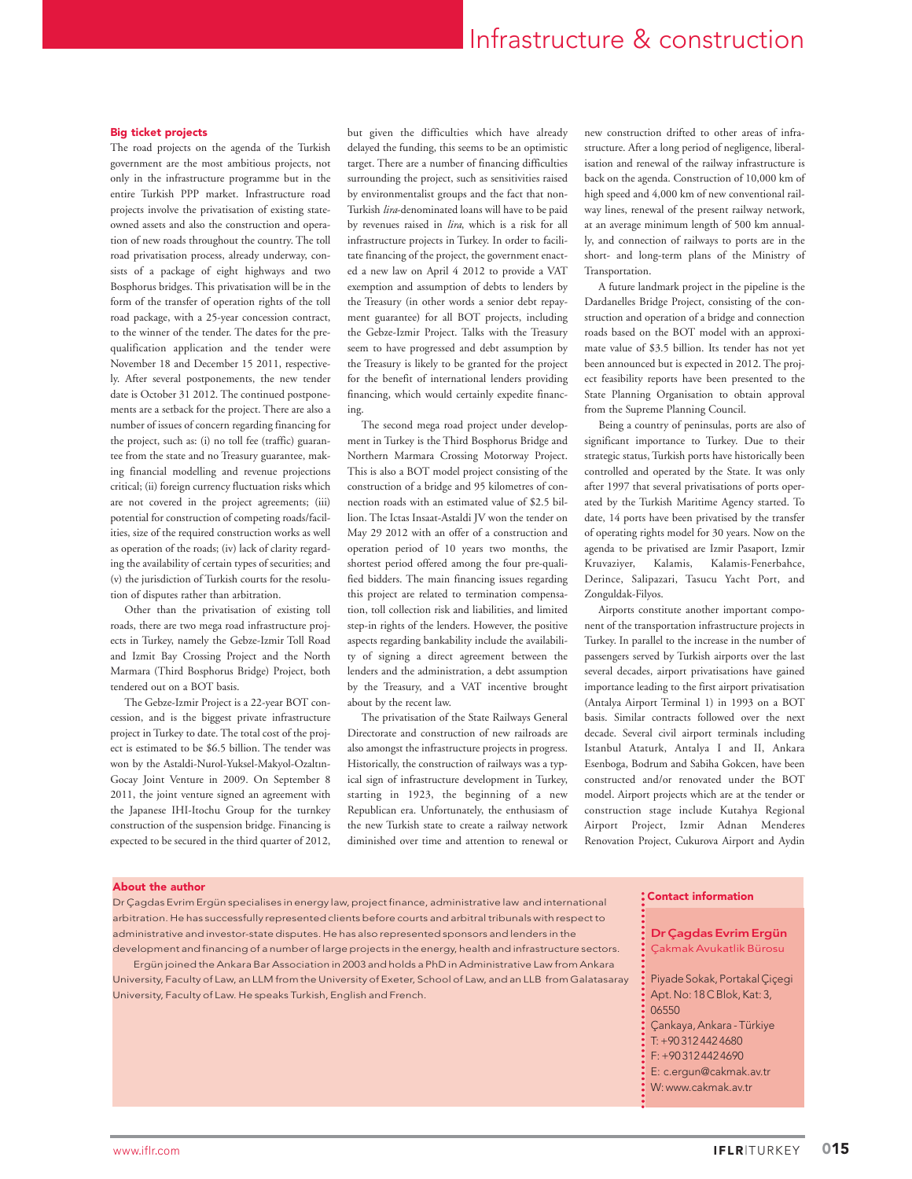## Big ticket projects

The road projects on the agenda of the Turkish government are the most ambitious projects, not only in the infrastructure programme but in the entire Turkish PPP market. Infrastructure road projects involve the privatisation of existing state-owned assets and also the construction and operation of new roads throughout the country. The toll road privatisation process, already underway, consists of a package of eight highways and two Bosphorus bridges. This privatisation will be in the form of the transfer of operation rights of the toll road package, with a 25-year concession contract, to the winner of the tender. The dates for the prequalification application and the tender were November 18 and December 15 2011, respectively. After several postponements, the new tender date is October 31 2012. The continued postponements are a setback for the project. There are also a number of issues of concern regarding financing for the project, such as: (i) no toll fee (traffic) guarantee from the state and no Treasury guarantee, making financial modelling and revenue projections critical; (ii) foreign currency fluctuation risks which are not covered in the project agreements; (iii) potential for construction of competing roads/facilities, size of the required construction works as well as operation of the roads; (iv) lack of clarity regarding the availability of certain types of securities; and (v) the jurisdiction of Turkish courts for the resolution of disputes rather than arbitration.

Other than the privatisation of existing toll roads, there are two mega road infrastructure projects in Turkey, namely the Gebze-Izmir Toll Road and Izmit Bay Crossing Project and the North Marmara (Third Bosphorus Bridge) Project, both tendered out on a BOT basis.

The Gebze-Izmir Project is a 22-year BOT concession, and is the biggest private infrastructure project in Turkey to date. The total cost of the project is estimated to be $6.5 billion. The tender was won by the Astaldi-Nurol-Yuksel-Makyol-Ozaltın-Gocay Joint Venture in 2009. On September 8 2011, the joint venture signed an agreement with the Japanese IHI-Itochu Group for the turnkey construction of the suspension bridge. Financing is expected to be secured in the third quarter of 2012, but given the difficulties which have already delayed the funding, this seems to be an optimistic target. There are a number of financing difficulties surrounding the project, such as sensitivities raised by environmentalist groups and the fact that non-Turkish *lira*-denominated loans will have to be paid by revenues raised in *lira*, which is a risk for all infrastructure projects in Turkey. In order to facilitate financing of the project, the government enacted a new law on April 4 2012 to provide a VAT exemption and assumption of debts to lenders by the Treasury (in other words a senior debt repayment guarantee) for all BOT projects, including the Gebze-Izmir Project. Talks with the Treasury seem to have progressed and debt assumption by the Treasury is likely to be granted for the project for the benefit of international lenders providing financing, which would certainly expedite financing.

The second mega road project under development in Turkey is the Third Bosphorus Bridge and Northern Marmara Crossing Motorway Project. This is also a BOT model project consisting of the construction of a bridge and 95 kilometres of connection roads with an estimated value of $2.5 billion. The Ictas Insaat-Astaldi JV won the tender on May 29 2012 with an offer of a construction and operation period of 10 years two months, the shortest period offered among the four pre-qualified bidders. The main financing issues regarding this project are related to termination compensation, toll collection risk and liabilities, and limited step-in rights of the lenders. However, the positive aspects regarding bankability include the availability of signing a direct agreement between the lenders and the administration, a debt assumption by the Treasury, and a VAT incentive brought about by the recent law.

The privatisation of the State Railways General Directorate and construction of new railroads are also amongst the infrastructure projects in progress. Historically, the construction of railways was a typical sign of infrastructure development in Turkey, starting in 1923, the beginning of a new Republican era. Unfortunately, the enthusiasm of the new Turkish state to create a railway network diminished over time and attention to renewal or new construction drifted to other areas of infrastructure. After a long period of negligence, liberalisation and renewal of the railway infrastructure is back on the agenda. Construction of 10,000 km of high speed and 4,000 km of new conventional railway lines, renewal of the present railway network, at an average minimum length of 500 km annually, and connection of railways to ports are in the short- and long-term plans of the Ministry of Transportation.

A future landmark project in the pipeline is the Dardanelles Bridge Project, consisting of the construction and operation of a bridge and connection roads based on the BOT model with an approximate value of $3.5 billion. Its tender has not yet been announced but is expected in 2012. The project feasibility reports have been presented to the State Planning Organisation to obtain approval from the Supreme Planning Council.

Being a country of peninsulas, ports are also of significant importance to Turkey. Due to their strategic status, Turkish ports have historically been controlled and operated by the State. It was only after 1997 that several privatisations of ports operated by the Turkish Maritime Agency started. To date, 14 ports have been privatised by the transfer of operating rights model for 30 years. Now on the agenda to be privatised are Izmir Pasaport, Izmir Kruvaziyer, Kalamis, Kalamis-Fenerbahce, Derince, Salipazari, Tasucu Yacht Port, and Zonguldak-Filyos.

Airports constitute another important component of the transportation infrastructure projects in Turkey. In parallel to the increase in the number of passengers served by Turkish airports over the last several decades, airport privatisations have gained importance leading to the first airport privatisation (Antalya Airport Terminal 1) in 1993 on a BOT basis. Similar contracts followed over the next decade. Several civil airport terminals including Istanbul Ataturk, Antalya I and II, Ankara Esenboga, Bodrum and Sabiha Gokcen, have been constructed and/or renovated under the BOT model. Airport projects which are at the tender or construction stage include Kutahya Regional Airport Project, Izmir Adnan Menderes Renovation Project, Cukurova Airport and Aydin

### About the author

Dr Çagdas Evrim Ergün specialises in energy law, project finance, administrative law and international arbitration. He has successfully represented clients before courts and arbitral tribunals with respect to administrative and investor-state disputes. He has also represented sponsors and lenders in the development and financing of a number of large projects in the energy, health and infrastructure sectors.

Ergün joined the Ankara Bar Association in 2003 and holds a PhD in Administrative Law from Ankara University, Faculty of Law, an LLM from the University of Exeter, School of Law, and an LLB from Galatasaray University, Faculty of Law. He speaks Turkish, English and French.

### Contact information

**Dr Çagdas Evrim Ergün**
Çakmak Avukatlik Bürosu

Piyade Sokak, Portakal Çiçegi Apt. No: 18 C Blok, Kat: 3, 06550
Çankaya, Ankara - Türkiye
T: +90 312 442 4680
F: +90 312 442 4690
E: c.ergun@cakmak.av.tr
W: www.cakmak.av.tr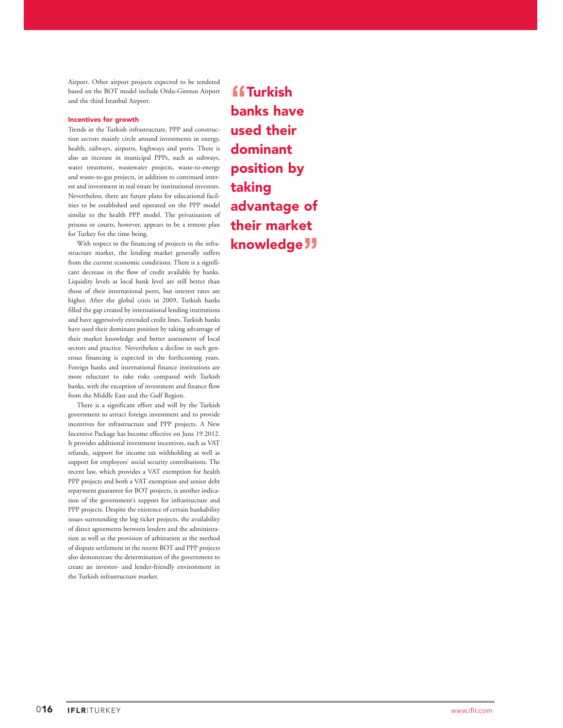Airport. Other airport projects expected to be tendered based on the BOT model include Ordu-Giresun Airport and the third Istanbul Airport.

### Incentives for growth

Trends in the Turkish infrastructure, PPP and construction sectors mainly circle around investments in energy, health, railways, airports, highways and ports. There is also an increase in municipal PPPs, such as subways, water treatment, wastewater projects, waste-to-energy and waste-to-gas projects, in addition to continued interest and investment in real estate by institutional investors. Nevertheless, there are future plans for educational facilities to be established and operated on the PPP model similar to the health PPP model. The privatisation of prisons or courts, however, appears to be a remote plan for Turkey for the time being.

With respect to the financing of projects in the infrastructure market, the lending market generally suffers from the current economic conditions. There is a significant decrease in the flow of credit available by banks. Liquidity levels at local bank level are still better than those of their international peers, but interest rates are higher. After the global crisis in 2009, Turkish banks filled the gap created by international lending institutions and have aggressively extended credit lines. Turkish banks have used their dominant position by taking advantage of their market knowledge and better assessment of local sectors and practice. Nevertheless a decline in such generous financing is expected in the forthcoming years. Foreign banks and international finance institutions are more reluctant to take risks compared with Turkish banks, with the exception of investment and finance flow from the Middle East and the Gulf Region.

There is a significant effort and will by the Turkish government to attract foreign investment and to provide incentives for infrastructure and PPP projects. A New Incentive Package has become effective on June 19 2012. It provides additional investment incentives, such as VAT refunds, support for income tax withholding as well as support for employees' social security contributions. The recent law, which provides a VAT exemption for health PPP projects and both a VAT exemption and senior debt repayment guarantee for BOT projects, is another indication of the government's support for infrastructure and PPP projects. Despite the existence of certain bankability issues surrounding the big ticket projects, the availability of direct agreements between lenders and the administration as well as the provision of arbitration as the method of dispute settlement in the recent BOT and PPP projects also demonstrate the determination of the government to create an investor- and lender-friendly environment in the Turkish infrastructure market.

> **"Turkish banks have used their dominant position by taking advantage of their market knowledge"**